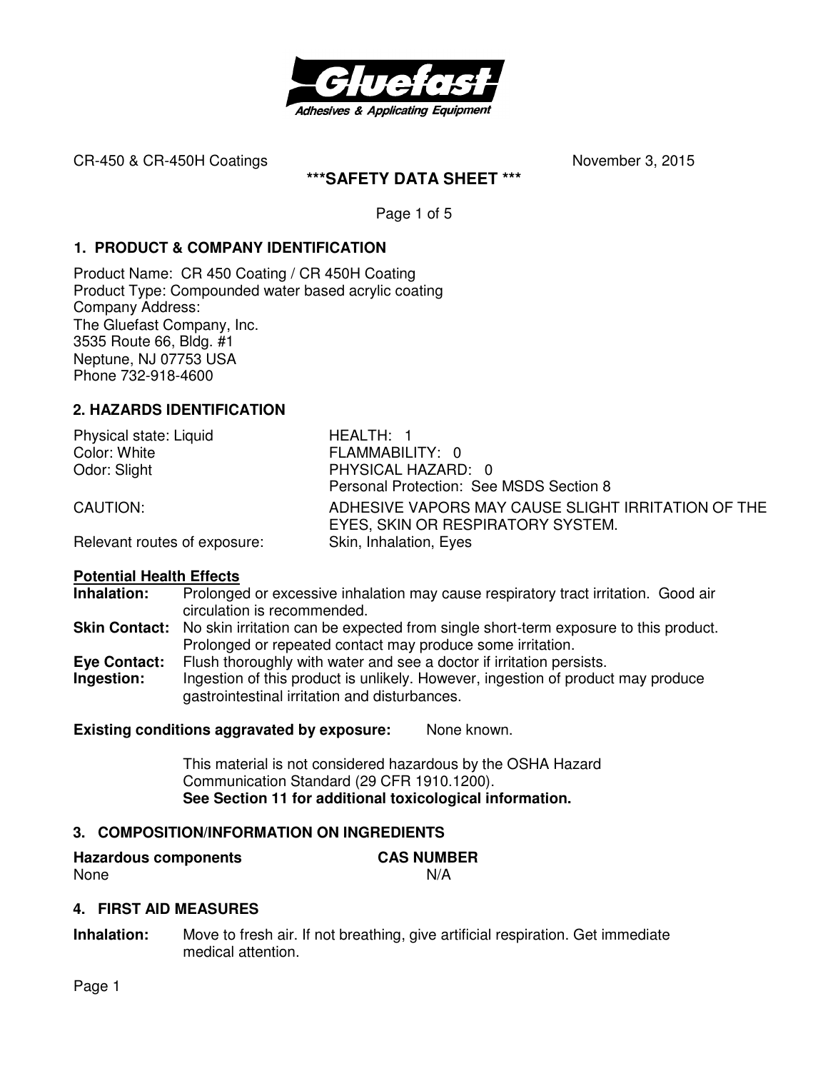CR-450 & CR-450H Coatings November 3, 2015

# ***SAFETY DATA SHEET ***

## 1. PRODUCT & COMPANY IDENTIFICATION

Product Name: CR 450 Coating / CR 450H Coating
Product Type: Compounded water based acrylic coating
Company Address:
The Gluefast Company, Inc.
3535 Route 66, Bldg. #1
Neptune, NJ 07753 USA
Phone 732-918-4600

## 2. HAZARDS IDENTIFICATION

| | |
|---|---|
| Physical state: Liquid | HEALTH: 1 |
| Color: White | FLAMMABILITY: 0 |
| Odor: Slight | PHYSICAL HAZARD: 0 |
| | Personal Protection: See MSDS Section 8 |
| CAUTION: | ADHESIVE VAPORS MAY CAUSE SLIGHT IRRITATION OF THE EYES, SKIN OR RESPIRATORY SYSTEM. |
| Relevant routes of exposure: | Skin, Inhalation, Eyes |

**Potential Health Effects**

**Inhalation:** Prolonged or excessive inhalation may cause respiratory tract irritation. Good air circulation is recommended.

**Skin Contact:** No skin irritation can be expected from single short-term exposure to this product. Prolonged or repeated contact may produce some irritation.

**Eye Contact:** Flush thoroughly with water and see a doctor if irritation persists.

**Ingestion:** Ingestion of this product is unlikely. However, ingestion of product may produce gastrointestinal irritation and disturbances.

**Existing conditions aggravated by exposure:** None known.

This material is not considered hazardous by the OSHA Hazard Communication Standard (29 CFR 1910.1200).
**See Section 11 for additional toxicological information.**

## 3. COMPOSITION/INFORMATION ON INGREDIENTS

| **Hazardous components** | **CAS NUMBER** |
|---|---|
| None | N/A |

## 4. FIRST AID MEASURES

**Inhalation:** Move to fresh air. If not breathing, give artificial respiration. Get immediate medical attention.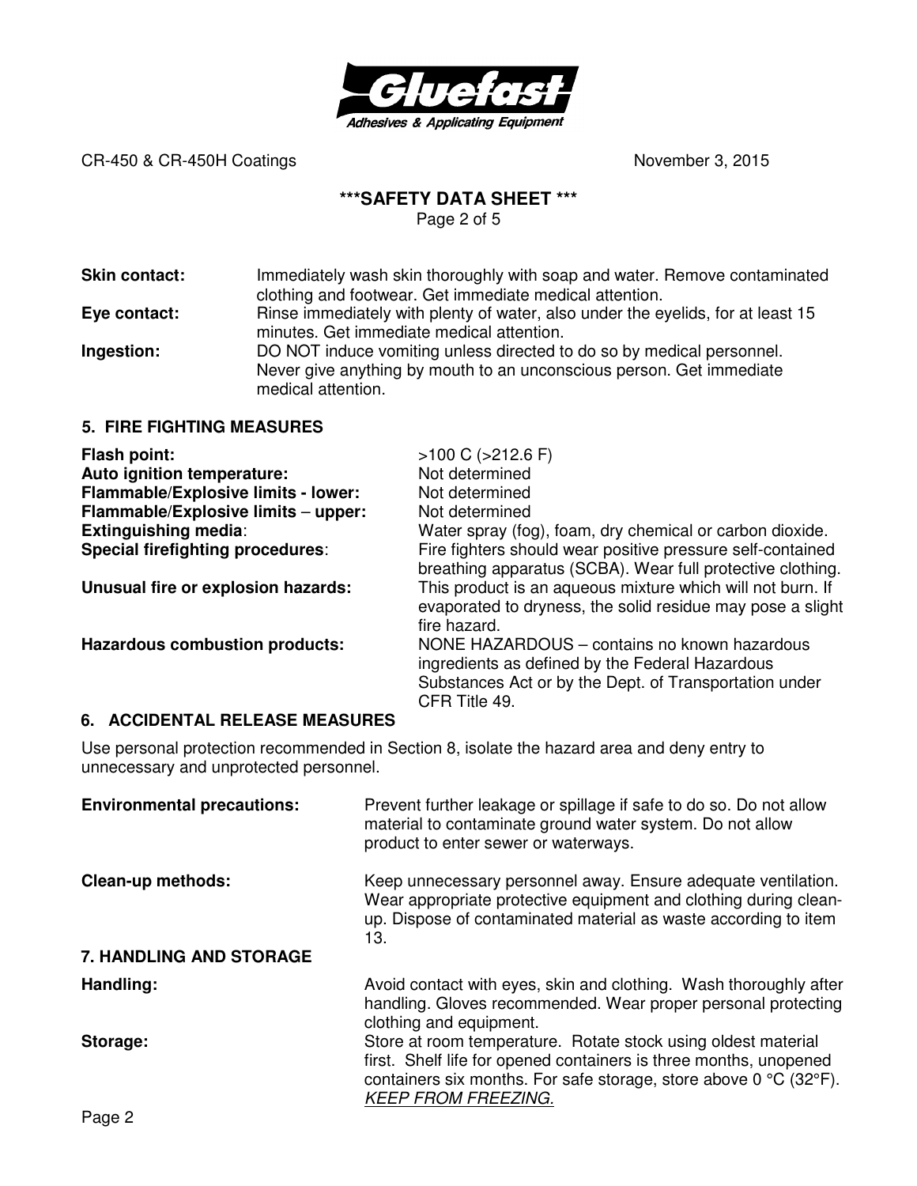**Skin contact:** Immediately wash skin thoroughly with soap and water. Remove contaminated clothing and footwear. Get immediate medical attention.

**Eye contact:** Rinse immediately with plenty of water, also under the eyelids, for at least 15 minutes. Get immediate medical attention.

**Ingestion:** DO NOT induce vomiting unless directed to do so by medical personnel. Never give anything by mouth to an unconscious person. Get immediate medical attention.

## 5. FIRE FIGHTING MEASURES

**Flash point:** >100 C (>212.6 F)

**Auto ignition temperature:** Not determined

**Flammable/Explosive limits - lower:** Not determined

**Flammable/Explosive limits – upper:** Not determined

**Extinguishing media**: Water spray (fog), foam, dry chemical or carbon dioxide.

**Special firefighting procedures**: Fire fighters should wear positive pressure self-contained breathing apparatus (SCBA). Wear full protective clothing.

**Unusual fire or explosion hazards:** This product is an aqueous mixture which will not burn. If evaporated to dryness, the solid residue may pose a slight fire hazard.

**Hazardous combustion products:** NONE HAZARDOUS – contains no known hazardous ingredients as defined by the Federal Hazardous Substances Act or by the Dept. of Transportation under CFR Title 49.

## 6. ACCIDENTAL RELEASE MEASURES

Use personal protection recommended in Section 8, isolate the hazard area and deny entry to unnecessary and unprotected personnel.

**Environmental precautions:** Prevent further leakage or spillage if safe to do so. Do not allow material to contaminate ground water system. Do not allow product to enter sewer or waterways.

**Clean-up methods:** Keep unnecessary personnel away. Ensure adequate ventilation. Wear appropriate protective equipment and clothing during clean-up. Dispose of contaminated material as waste according to item 13.

## 7. HANDLING AND STORAGE

**Handling:** Avoid contact with eyes, skin and clothing. Wash thoroughly after handling. Gloves recommended. Wear proper personal protecting clothing and equipment.

**Storage:** Store at room temperature. Rotate stock using oldest material first. Shelf life for opened containers is three months, unopened containers six months. For safe storage, store above 0 °C (32°F). *KEEP FROM FREEZING.*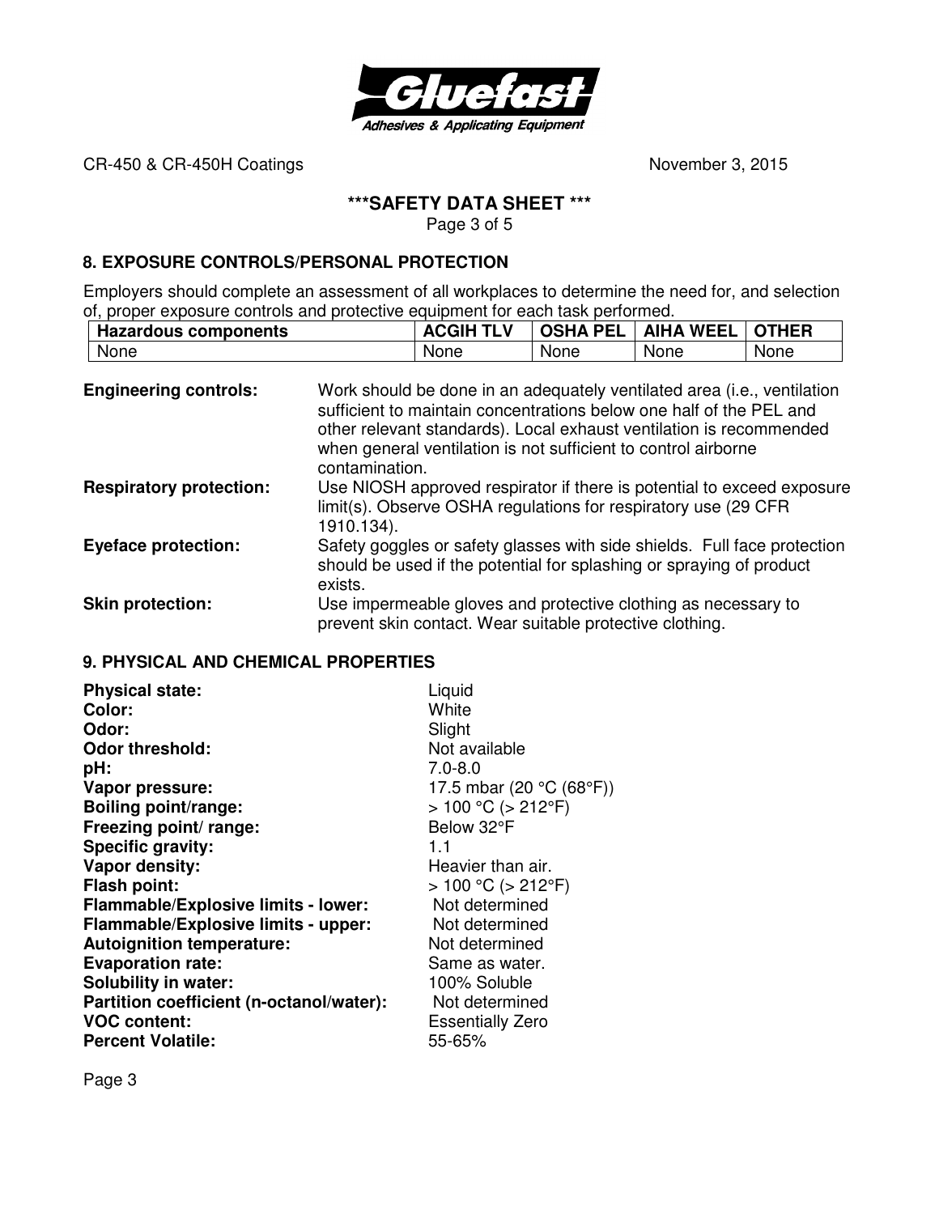## 8. EXPOSURE CONTROLS/PERSONAL PROTECTION

Employers should complete an assessment of all workplaces to determine the need for, and selection of, proper exposure controls and protective equipment for each task performed.

| Hazardous components | ACGIH TLV | OSHA PEL | AIHA WEEL | OTHER |
|---|---|---|---|---|
| None | None | None | None | None |

**Engineering controls:** Work should be done in an adequately ventilated area (i.e., ventilation sufficient to maintain concentrations below one half of the PEL and other relevant standards). Local exhaust ventilation is recommended when general ventilation is not sufficient to control airborne contamination.

**Respiratory protection:** Use NIOSH approved respirator if there is potential to exceed exposure limit(s). Observe OSHA regulations for respiratory use (29 CFR 1910.134).

**Eyeface protection:** Safety goggles or safety glasses with side shields. Full face protection should be used if the potential for splashing or spraying of product exists.

**Skin protection:** Use impermeable gloves and protective clothing as necessary to prevent skin contact. Wear suitable protective clothing.

## 9. PHYSICAL AND CHEMICAL PROPERTIES

**Physical state:** Liquid
**Color:** White
**Odor:** Slight
**Odor threshold:** Not available
**pH:** 7.0-8.0
**Vapor pressure:** 17.5 mbar (20 °C (68°F))
**Boiling point/range:** > 100 °C (> 212°F)
**Freezing point/ range:** Below 32°F
**Specific gravity:** 1.1
**Vapor density:** Heavier than air.
**Flash point:** > 100 °C (> 212°F)
**Flammable/Explosive limits - lower:** Not determined
**Flammable/Explosive limits - upper:** Not determined
**Autoignition temperature:** Not determined
**Evaporation rate:** Same as water.
**Solubility in water:** 100% Soluble
**Partition coefficient (n-octanol/water):** Not determined
**VOC content:** Essentially Zero
**Percent Volatile:** 55-65%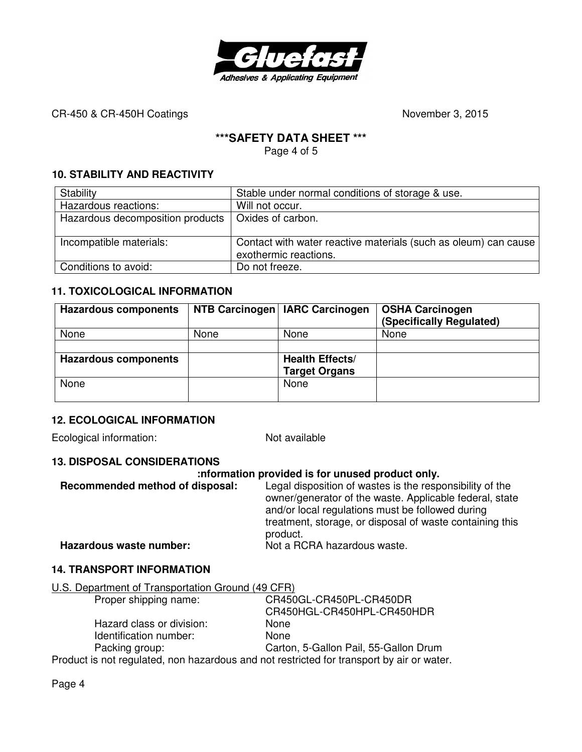CR-450 & CR-450H Coatings November 3, 2015

**\*\*\*SAFETY DATA SHEET \*\*\***

## 10. STABILITY AND REACTIVITY

| | |
|---|---|
| Stability | Stable under normal conditions of storage & use. |
| Hazardous reactions: | Will not occur. |
| Hazardous decomposition products | Oxides of carbon. |
| Incompatible materials: | Contact with water reactive materials (such as oleum) can cause exothermic reactions. |
| Conditions to avoid: | Do not freeze. |

## 11. TOXICOLOGICAL INFORMATION

| **Hazardous components** | **NTB Carcinogen** | **IARC Carcinogen** | **OSHA Carcinogen (Specifically Regulated)** |
|---|---|---|---|
| None | None | None | None |
| | | | |
| **Hazardous components** | | **Health Effects/ Target Organs** | |
| None | | None | |

## 12. ECOLOGICAL INFORMATION

Ecological information: Not available

## 13. DISPOSAL CONSIDERATIONS

**:nformation provided is for unused product only.**

**Recommended method of disposal:** Legal disposition of wastes is the responsibility of the owner/generator of the waste. Applicable federal, state and/or local regulations must be followed during treatment, storage, or disposal of waste containing this product.

**Hazardous waste number:** Not a RCRA hazardous waste.

## 14. TRANSPORT INFORMATION

U.S. Department of Transportation Ground (49 CFR)

Proper shipping name: CR450GL-CR450PL-CR450DR CR450HGL-CR450HPL-CR450HDR

Hazard class or division: None

Identification number: None

Packing group: Carton, 5-Gallon Pail, 55-Gallon Drum

Product is not regulated, non hazardous and not restricted for transport by air or water.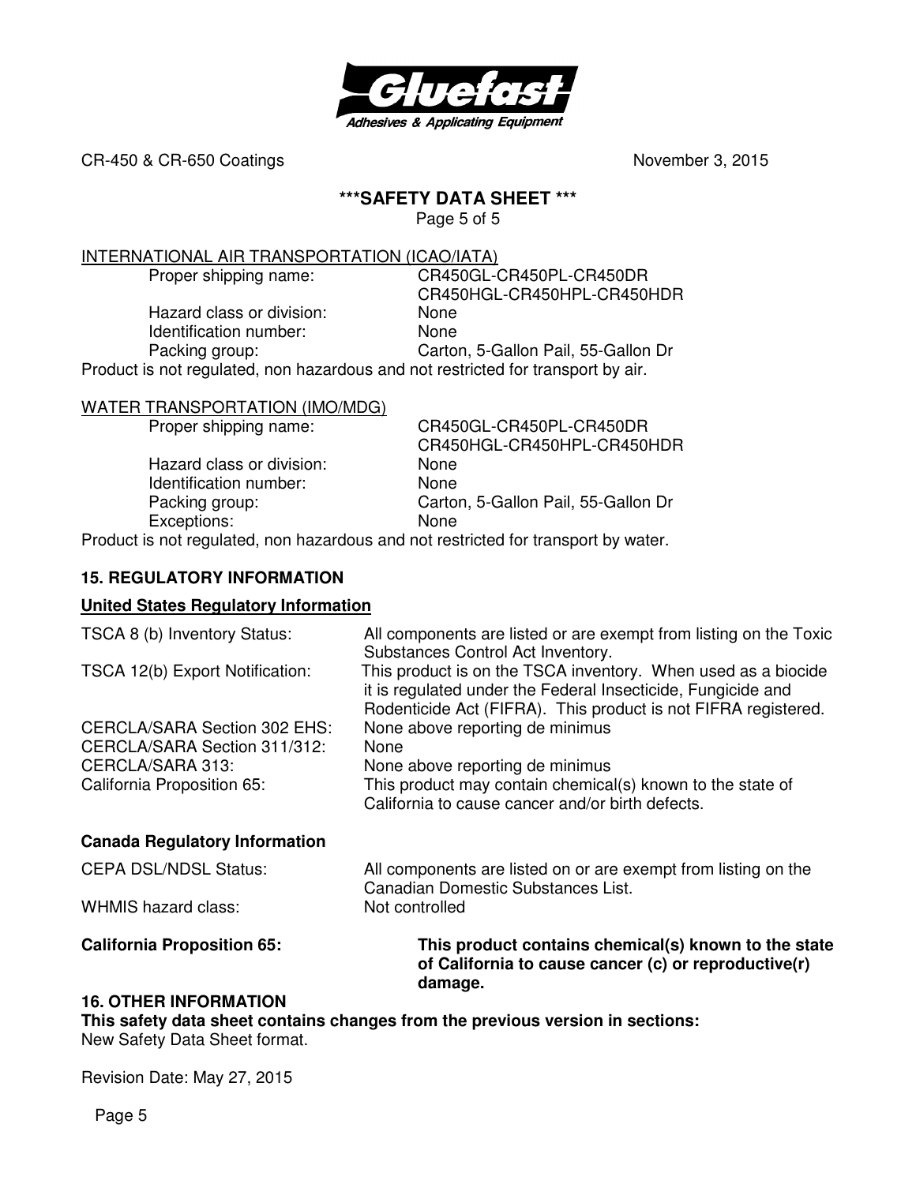INTERNATIONAL AIR TRANSPORTATION (ICAO/IATA)

| | |
|---|---|
| Proper shipping name: | CR450GL-CR450PL-CR450DR CR450HGL-CR450HPL-CR450HDR |
| Hazard class or division: | None |
| Identification number: | None |
| Packing group: | Carton, 5-Gallon Pail, 55-Gallon Dr |

Product is not regulated, non hazardous and not restricted for transport by air.

WATER TRANSPORTATION (IMO/MDG)

| | |
|---|---|
| Proper shipping name: | CR450GL-CR450PL-CR450DR CR450HGL-CR450HPL-CR450HDR |
| Hazard class or division: | None |
| Identification number: | None |
| Packing group: | Carton, 5-Gallon Pail, 55-Gallon Dr |
| Exceptions: | None |

Product is not regulated, non hazardous and not restricted for transport by water.

## 15. REGULATORY INFORMATION

### United States Regulatory Information

| | |
|---|---|
| TSCA 8 (b) Inventory Status: | All components are listed or are exempt from listing on the Toxic Substances Control Act Inventory. |
| TSCA 12(b) Export Notification: | This product is on the TSCA inventory. When used as a biocide it is regulated under the Federal Insecticide, Fungicide and Rodenticide Act (FIFRA). This product is not FIFRA registered. |
| CERCLA/SARA Section 302 EHS: | None above reporting de minimus |
| CERCLA/SARA Section 311/312: | None |
| CERCLA/SARA 313: | None above reporting de minimus |
| California Proposition 65: | This product may contain chemical(s) known to the state of California to cause cancer and/or birth defects. |

### Canada Regulatory Information

| | |
|---|---|
| CEPA DSL/NDSL Status: | All components are listed on or are exempt from listing on the Canadian Domestic Substances List. |
| WHMIS hazard class: | Not controlled |

**California Proposition 65:** **This product contains chemical(s) known to the state of California to cause cancer (c) or reproductive(r) damage.**

## 16. OTHER INFORMATION

**This safety data sheet contains changes from the previous version in sections:**
New Safety Data Sheet format.

Revision Date: May 27, 2015